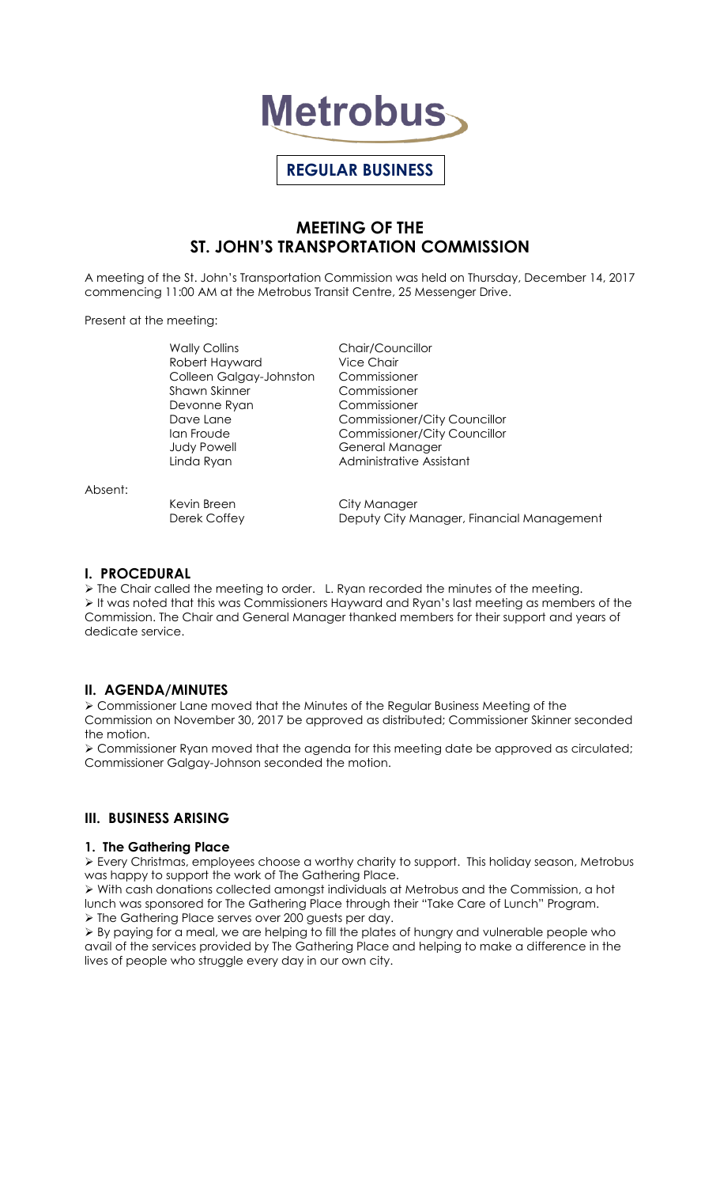# Metrobus

**REGULAR BUSINESS**

## MEETING OF THE ST. JOHN'S TRANSPORTATION COMMISSION

A meeting of the St. John's Transportation Commission was held on Thursday, December 14, 2017 commencing 11:00 AM at the Metrobus Transit Centre, 25 Messenger Drive.

Present at the meeting:

| | |
|---|---|
| Wally Collins | Chair/Councillor |
| Robert Hayward | Vice Chair |
| Colleen Galgay-Johnston | Commissioner |
| Shawn Skinner | Commissioner |
| Devonne Ryan | Commissioner |
| Dave Lane | Commissioner/City Councillor |
| Ian Froude | Commissioner/City Councillor |
| Judy Powell | General Manager |
| Linda Ryan | Administrative Assistant |

Absent:

| | |
|---|---|
| Kevin Breen | City Manager |
| Derek Coffey | Deputy City Manager, Financial Management |

## I. PROCEDURAL

- The Chair called the meeting to order. L. Ryan recorded the minutes of the meeting.
- It was noted that this was Commissioners Hayward and Ryan's last meeting as members of the Commission. The Chair and General Manager thanked members for their support and years of dedicate service.

## II. AGENDA/MINUTES

- Commissioner Lane moved that the Minutes of the Regular Business Meeting of the Commission on November 30, 2017 be approved as distributed; Commissioner Skinner seconded the motion.
- Commissioner Ryan moved that the agenda for this meeting date be approved as circulated; Commissioner Galgay-Johnson seconded the motion.

## III. BUSINESS ARISING

### 1. The Gathering Place

- Every Christmas, employees choose a worthy charity to support. This holiday season, Metrobus was happy to support the work of The Gathering Place.
- With cash donations collected amongst individuals at Metrobus and the Commission, a hot lunch was sponsored for The Gathering Place through their "Take Care of Lunch" Program.
- The Gathering Place serves over 200 guests per day.
- By paying for a meal, we are helping to fill the plates of hungry and vulnerable people who avail of the services provided by The Gathering Place and helping to make a difference in the lives of people who struggle every day in our own city.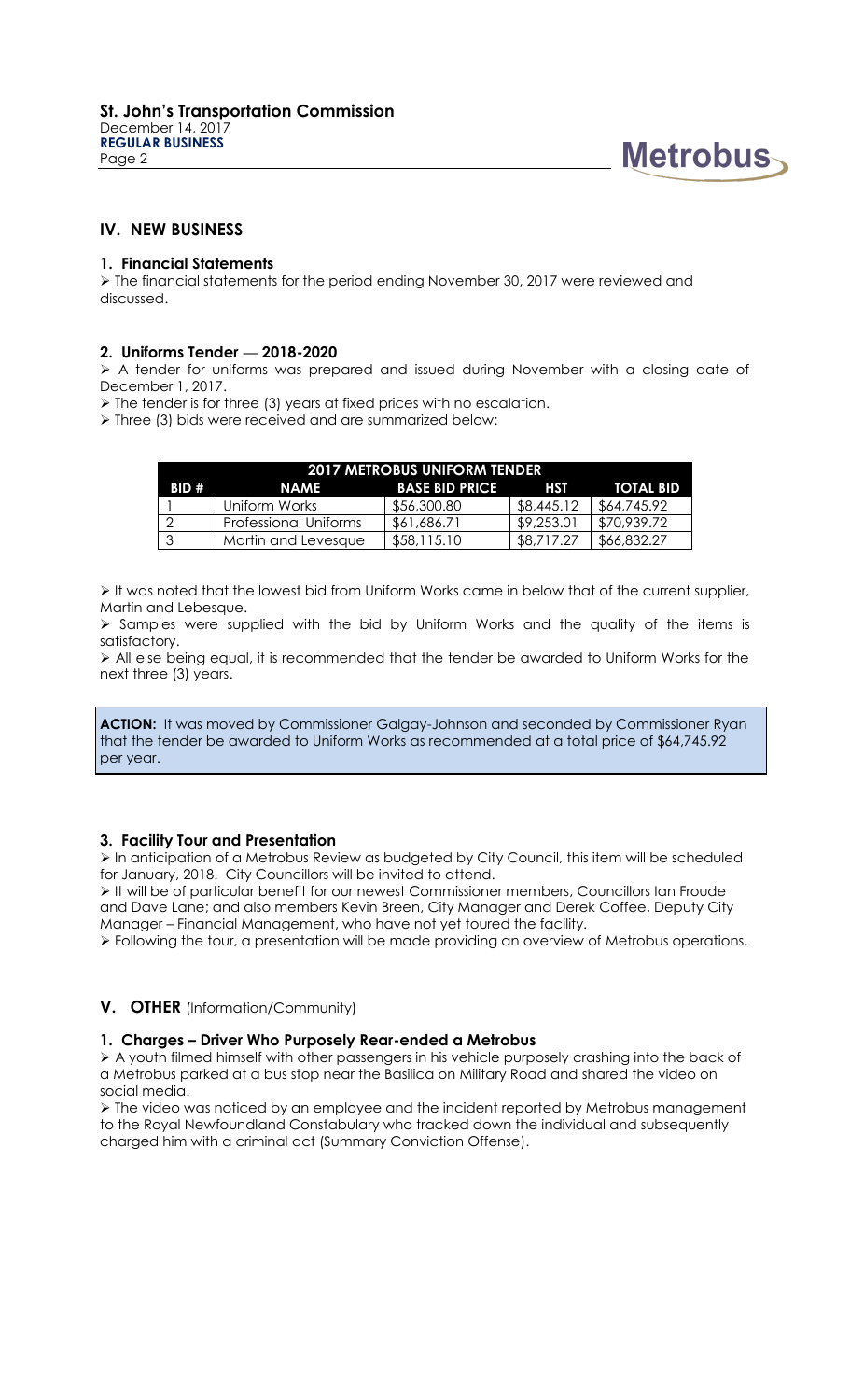## IV. NEW BUSINESS

### 1. Financial Statements

➢ The financial statements for the period ending November 30, 2017 were reviewed and discussed.

### 2. Uniforms Tender — 2018-2020

➢ A tender for uniforms was prepared and issued during November with a closing date of December 1, 2017.

➢ The tender is for three (3) years at fixed prices with no escalation.

➢ Three (3) bids were received and are summarized below:

| 2017 METROBUS UNIFORM TENDER | | | | |
|---|---|---|---|---|
| BID # | NAME | BASE BID PRICE | HST | TOTAL BID |
| 1 | Uniform Works | $56,300.80 | $8,445.12 | $64,745.92 |
| 2 | Professional Uniforms | $61,686.71 | $9,253.01 | $70,939.72 |
| 3 | Martin and Levesque | $58,115.10 | $8,717.27 | $66,832.27 |

➢ It was noted that the lowest bid from Uniform Works came in below that of the current supplier, Martin and Lebesque.

➢ Samples were supplied with the bid by Uniform Works and the quality of the items is satisfactory.

➢ All else being equal, it is recommended that the tender be awarded to Uniform Works for the next three (3) years.

**ACTION:** It was moved by Commissioner Galgay-Johnson and seconded by Commissioner Ryan that the tender be awarded to Uniform Works as recommended at a total price of $64,745.92 per year.

### 3. Facility Tour and Presentation

➢ In anticipation of a Metrobus Review as budgeted by City Council, this item will be scheduled for January, 2018. City Councillors will be invited to attend.

➢ It will be of particular benefit for our newest Commissioner members, Councillors Ian Froude and Dave Lane; and also members Kevin Breen, City Manager and Derek Coffee, Deputy City Manager – Financial Management, who have not yet toured the facility.

➢ Following the tour, a presentation will be made providing an overview of Metrobus operations.

## V. OTHER (Information/Community)

### 1. Charges – Driver Who Purposely Rear-ended a Metrobus

➢ A youth filmed himself with other passengers in his vehicle purposely crashing into the back of a Metrobus parked at a bus stop near the Basilica on Military Road and shared the video on social media.

➢ The video was noticed by an employee and the incident reported by Metrobus management to the Royal Newfoundland Constabulary who tracked down the individual and subsequently charged him with a criminal act (Summary Conviction Offense).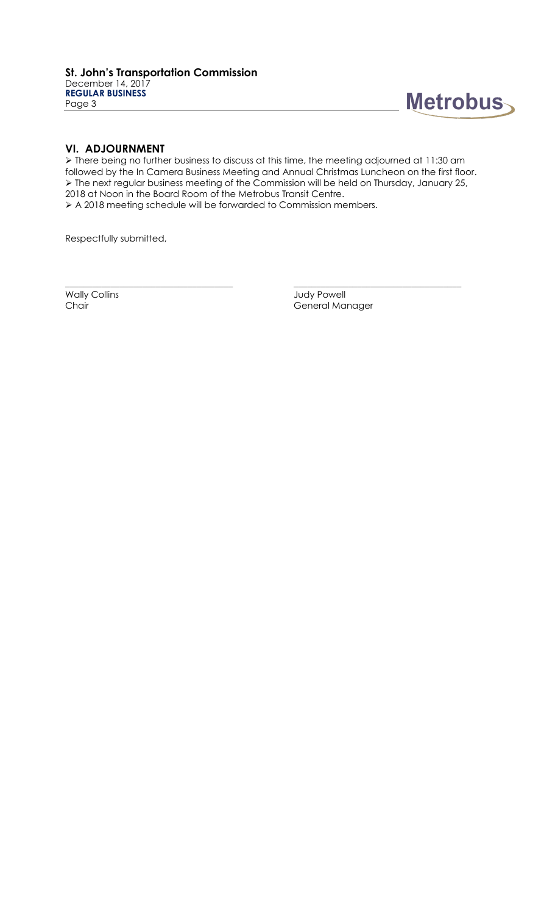## VI. ADJOURNMENT

- There being no further business to discuss at this time, the meeting adjourned at 11:30 am followed by the In Camera Business Meeting and Annual Christmas Luncheon on the first floor.
- The next regular business meeting of the Commission will be held on Thursday, January 25, 2018 at Noon in the Board Room of the Metrobus Transit Centre.
- A 2018 meeting schedule will be forwarded to Commission members.

Respectfully submitted,

| | |
|---|---|
| ______________________________ | ______________________________ |
| Wally Collins | Judy Powell |
| Chair | General Manager |